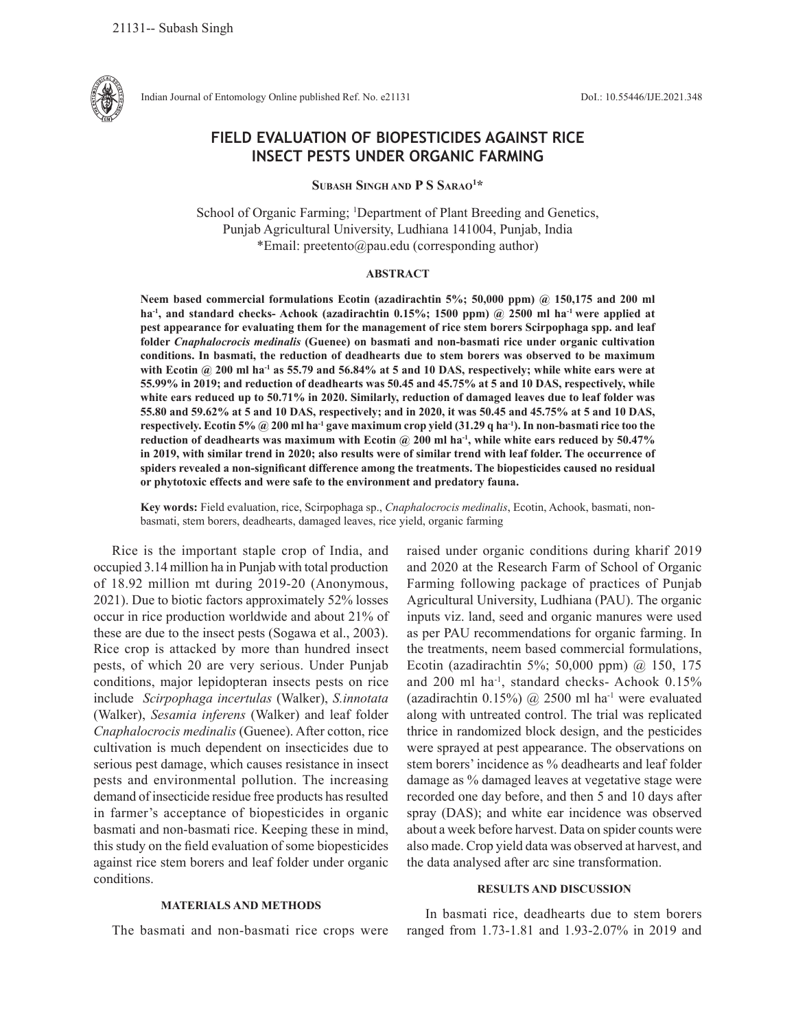# FIELD EVALUATION OF BIOPESTICIDES AGAINST RICE INSECT PESTS UNDER ORGANIC FARMING

**Subash Singh and P S Sarao[1]\***

School of Organic Farming; [1]Department of Plant Breeding and Genetics, Punjab Agricultural University, Ludhiana 141004, Punjab, India
\*Email: preetento@pau.edu (corresponding author)

## ABSTRACT

**Neem based commercial formulations Ecotin (azadirachtin 5%; 50,000 ppm) @ 150,175 and 200 ml ha$^{-1}$, and standard checks- Achook (azadirachtin 0.15%; 1500 ppm) @ 2500 ml ha$^{-1}$ were applied at pest appearance for evaluating them for the management of rice stem borers Scirpophaga spp. and leaf folder *Cnaphalocrocis medinalis* (Guenee) on basmati and non-basmati rice under organic cultivation conditions. In basmati, the reduction of deadhearts due to stem borers was observed to be maximum with Ecotin @ 200 ml ha$^{-1}$ as 55.79 and 56.84% at 5 and 10 DAS, respectively; while white ears were at 55.99% in 2019; and reduction of deadhearts was 50.45 and 45.75% at 5 and 10 DAS, respectively, while white ears reduced up to 50.71% in 2020. Similarly, reduction of damaged leaves due to leaf folder was 55.80 and 59.62% at 5 and 10 DAS, respectively; and in 2020, it was 50.45 and 45.75% at 5 and 10 DAS, respectively. Ecotin 5% @ 200 ml ha$^{-1}$ gave maximum crop yield (31.29 q ha$^{-1}$). In non-basmati rice too the reduction of deadhearts was maximum with Ecotin @ 200 ml ha$^{-1}$, while white ears reduced by 50.47% in 2019, with similar trend in 2020; also results were of similar trend with leaf folder. The occurrence of spiders revealed a non-significant difference among the treatments. The biopesticides caused no residual or phytotoxic effects and were safe to the environment and predatory fauna.**

**Key words:** Field evaluation, rice, Scirpophaga sp., *Cnaphalocrocis medinalis*, Ecotin, Achook, basmati, non-basmati, stem borers, deadhearts, damaged leaves, rice yield, organic farming

Rice is the important staple crop of India, and occupied 3.14 million ha in Punjab with total production of 18.92 million mt during 2019-20 (Anonymous, 2021). Due to biotic factors approximately 52% losses occur in rice production worldwide and about 21% of these are due to the insect pests (Sogawa et al., 2003). Rice crop is attacked by more than hundred insect pests, of which 20 are very serious. Under Punjab conditions, major lepidopteran insects pests on rice include *Scirpophaga incertulas* (Walker), *S.innotata* (Walker), *Sesamia inferens* (Walker) and leaf folder *Cnaphalocrocis medinalis* (Guenee). After cotton, rice cultivation is much dependent on insecticides due to serious pest damage, which causes resistance in insect pests and environmental pollution. The increasing demand of insecticide residue free products has resulted in farmer's acceptance of biopesticides in organic basmati and non-basmati rice. Keeping these in mind, this study on the field evaluation of some biopesticides against rice stem borers and leaf folder under organic conditions.

## MATERIALS AND METHODS

The basmati and non-basmati rice crops were raised under organic conditions during kharif 2019 and 2020 at the Research Farm of School of Organic Farming following package of practices of Punjab Agricultural University, Ludhiana (PAU). The organic inputs viz. land, seed and organic manures were used as per PAU recommendations for organic farming. In the treatments, neem based commercial formulations, Ecotin (azadirachtin 5%; 50,000 ppm) @ 150, 175 and 200 ml ha$^{-1}$, standard checks- Achook 0.15% (azadirachtin 0.15%) @ 2500 ml ha$^{-1}$ were evaluated along with untreated control. The trial was replicated thrice in randomized block design, and the pesticides were sprayed at pest appearance. The observations on stem borers' incidence as % deadhearts and leaf folder damage as % damaged leaves at vegetative stage were recorded one day before, and then 5 and 10 days after spray (DAS); and white ear incidence was observed about a week before harvest. Data on spider counts were also made. Crop yield data was observed at harvest, and the data analysed after arc sine transformation.

## RESULTS AND DISCUSSION

In basmati rice, deadhearts due to stem borers ranged from 1.73-1.81 and 1.93-2.07% in 2019 and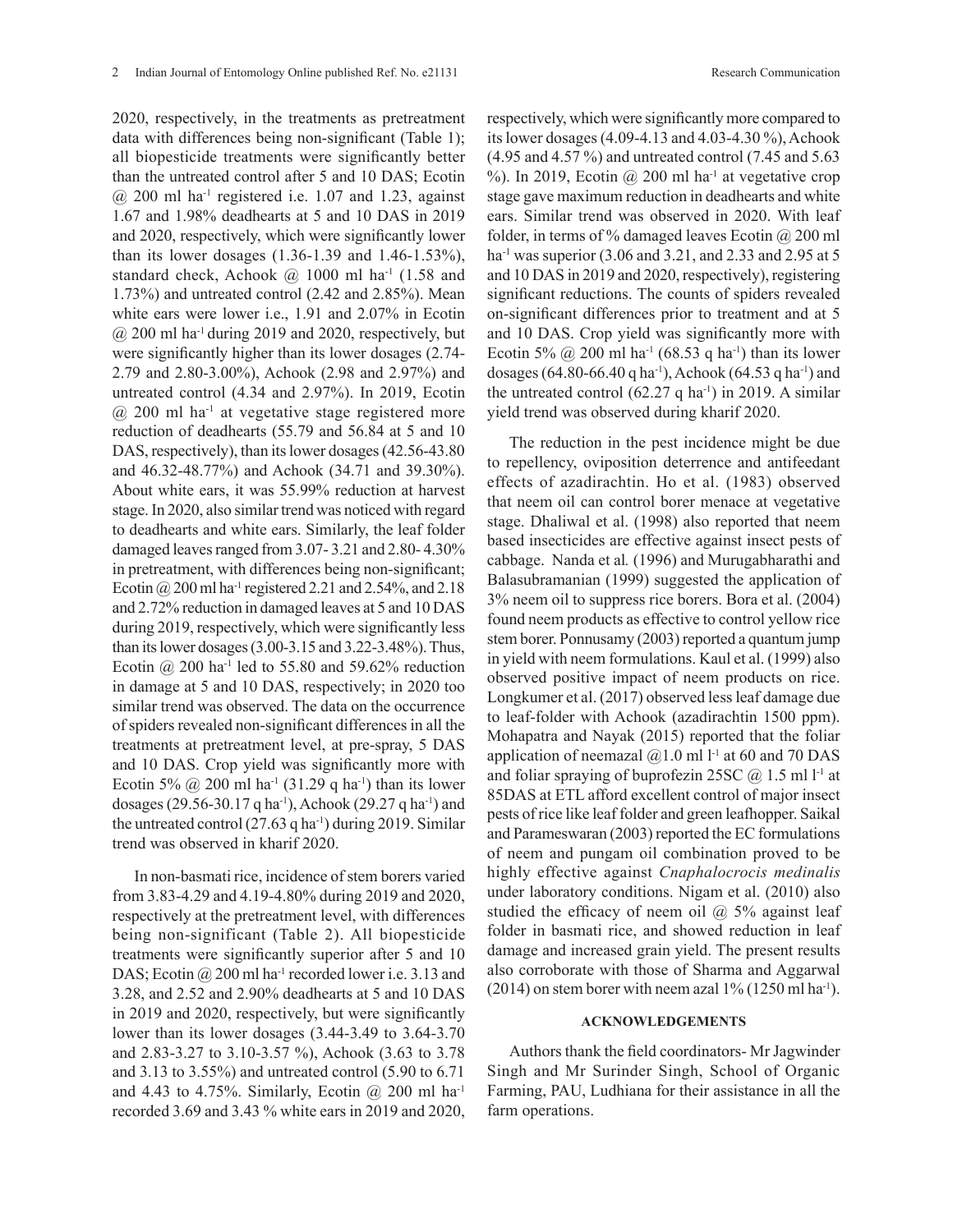2020, respectively, in the treatments as pretreatment data with differences being non-significant (Table 1); all biopesticide treatments were significantly better than the untreated control after 5 and 10 DAS; Ecotin @ 200 ml ha$^{-1}$ registered i.e. 1.07 and 1.23, against 1.67 and 1.98% deadhearts at 5 and 10 DAS in 2019 and 2020, respectively, which were significantly lower than its lower dosages (1.36-1.39 and 1.46-1.53%), standard check, Achook @ 1000 ml ha$^{-1}$ (1.58 and 1.73%) and untreated control (2.42 and 2.85%). Mean white ears were lower i.e., 1.91 and 2.07% in Ecotin @ 200 ml ha$^{-1}$ during 2019 and 2020, respectively, but were significantly higher than its lower dosages (2.74-2.79 and 2.80-3.00%), Achook (2.98 and 2.97%) and untreated control (4.34 and 2.97%). In 2019, Ecotin @ 200 ml ha$^{-1}$ at vegetative stage registered more reduction of deadhearts (55.79 and 56.84 at 5 and 10 DAS, respectively), than its lower dosages (42.56-43.80 and 46.32-48.77%) and Achook (34.71 and 39.30%). About white ears, it was 55.99% reduction at harvest stage. In 2020, also similar trend was noticed with regard to deadhearts and white ears. Similarly, the leaf folder damaged leaves ranged from 3.07- 3.21 and 2.80- 4.30% in pretreatment, with differences being non-significant; Ecotin @ 200 ml ha$^{-1}$ registered 2.21 and 2.54%, and 2.18 and 2.72% reduction in damaged leaves at 5 and 10 DAS during 2019, respectively, which were significantly less than its lower dosages (3.00-3.15 and 3.22-3.48%). Thus, Ecotin @ 200 ha$^{-1}$ led to 55.80 and 59.62% reduction in damage at 5 and 10 DAS, respectively; in 2020 too similar trend was observed. The data on the occurrence of spiders revealed non-significant differences in all the treatments at pretreatment level, at pre-spray, 5 DAS and 10 DAS. Crop yield was significantly more with Ecotin 5% @ 200 ml ha$^{-1}$ (31.29 q ha$^{-1}$) than its lower dosages (29.56-30.17 q ha$^{-1}$), Achook (29.27 q ha$^{-1}$) and the untreated control (27.63 q ha$^{-1}$) during 2019. Similar trend was observed in kharif 2020.

In non-basmati rice, incidence of stem borers varied from 3.83-4.29 and 4.19-4.80% during 2019 and 2020, respectively at the pretreatment level, with differences being non-significant (Table 2). All biopesticide treatments were significantly superior after 5 and 10 DAS; Ecotin @ 200 ml ha$^{-1}$ recorded lower i.e. 3.13 and 3.28, and 2.52 and 2.90% deadhearts at 5 and 10 DAS in 2019 and 2020, respectively, but were significantly lower than its lower dosages (3.44-3.49 to 3.64-3.70 and 2.83-3.27 to 3.10-3.57 %), Achook (3.63 to 3.78 and 3.13 to 3.55%) and untreated control (5.90 to 6.71 and 4.43 to 4.75%. Similarly, Ecotin @ 200 ml ha$^{-1}$ recorded 3.69 and 3.43 % white ears in 2019 and 2020, respectively, which were significantly more compared to its lower dosages (4.09-4.13 and 4.03-4.30 %), Achook (4.95 and 4.57 %) and untreated control (7.45 and 5.63 %). In 2019, Ecotin @ 200 ml ha$^{-1}$ at vegetative crop stage gave maximum reduction in deadhearts and white ears. Similar trend was observed in 2020. With leaf folder, in terms of % damaged leaves Ecotin @ 200 ml ha$^{-1}$ was superior (3.06 and 3.21, and 2.33 and 2.95 at 5 and 10 DAS in 2019 and 2020, respectively), registering significant reductions. The counts of spiders revealed on-significant differences prior to treatment and at 5 and 10 DAS. Crop yield was significantly more with Ecotin 5% @ 200 ml ha$^{-1}$ (68.53 q ha$^{-1}$) than its lower dosages (64.80-66.40 q ha$^{-1}$), Achook (64.53 q ha$^{-1}$) and the untreated control (62.27 q ha$^{-1}$) in 2019. A similar yield trend was observed during kharif 2020.

The reduction in the pest incidence might be due to repellency, oviposition deterrence and antifeedant effects of azadirachtin. Ho et al. (1983) observed that neem oil can control borer menace at vegetative stage. Dhaliwal et al. (1998) also reported that neem based insecticides are effective against insect pests of cabbage. Nanda et al*.* (1996) and Murugabharathi and Balasubramanian (1999) suggested the application of 3% neem oil to suppress rice borers. Bora et al. (2004) found neem products as effective to control yellow rice stem borer. Ponnusamy (2003) reported a quantum jump in yield with neem formulations. Kaul et al. (1999) also observed positive impact of neem products on rice. Longkumer et al. (2017) observed less leaf damage due to leaf-folder with Achook (azadirachtin 1500 ppm). Mohapatra and Nayak (2015) reported that the foliar application of neemazal @1.0 ml l$^{-1}$ at 60 and 70 DAS and foliar spraying of buprofezin 25SC @ 1.5 ml l$^{-1}$ at 85DAS at ETL afford excellent control of major insect pests of rice like leaf folder and green leafhopper. Saikal and Parameswaran (2003) reported the EC formulations of neem and pungam oil combination proved to be highly effective against *Cnaphalocrocis medinalis* under laboratory conditions. Nigam et al. (2010) also studied the efficacy of neem oil @ 5% against leaf folder in basmati rice, and showed reduction in leaf damage and increased grain yield. The present results also corroborate with those of Sharma and Aggarwal (2014) on stem borer with neem azal 1% (1250 ml ha$^{-1}$).

## ACKNOWLEDGEMENTS

Authors thank the field coordinators- Mr Jagwinder Singh and Mr Surinder Singh, School of Organic Farming, PAU, Ludhiana for their assistance in all the farm operations.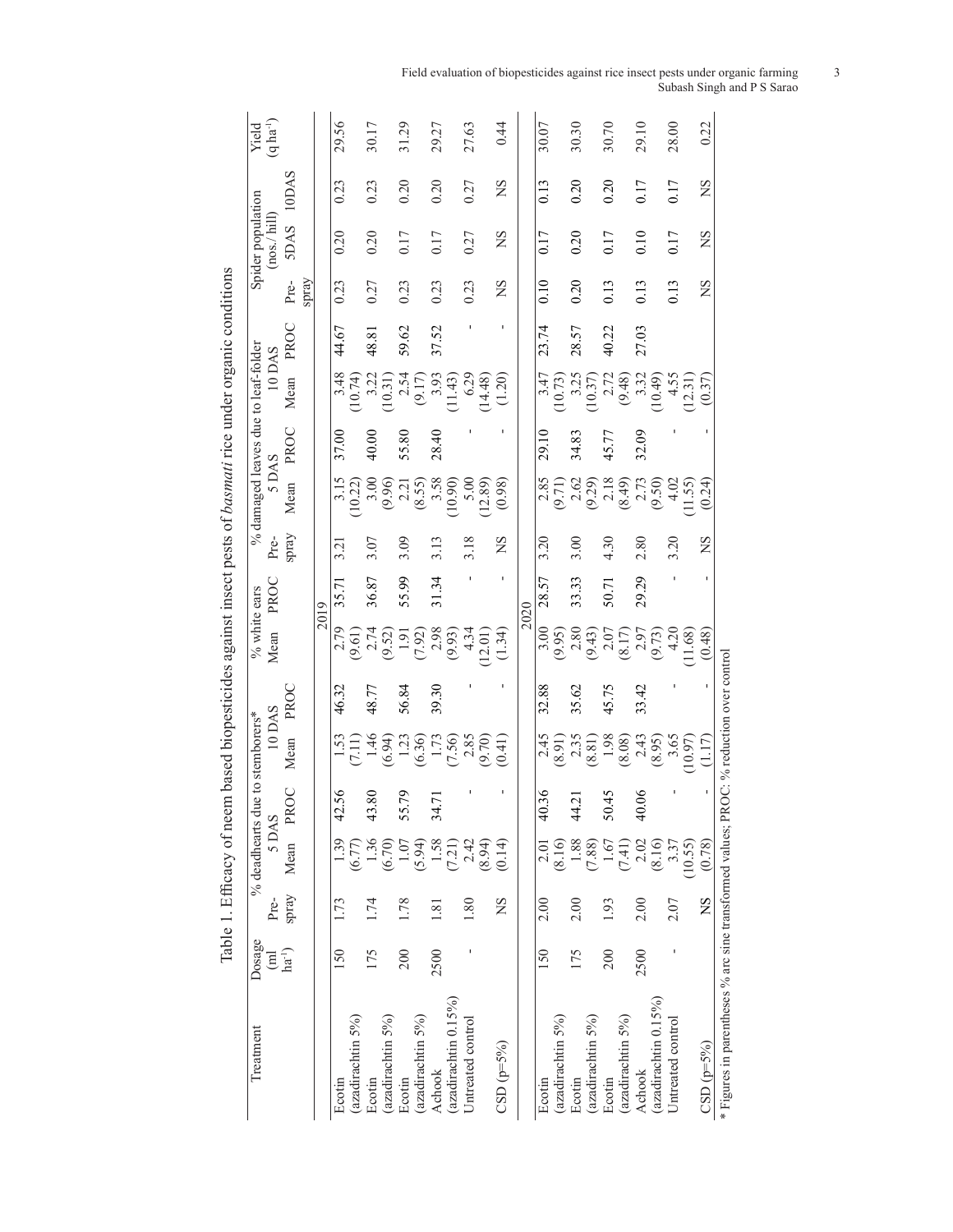Table 1. Efficacy of neem based biopesticides against insect pests of *basmati* rice under organic conditions

| Treatment | Dosage (ml ha[-1]) | % deadhearts due to stemborers* | | | | | % white ears | | % damaged leaves due to leaf-folder | | | | | Spider population (nos./hill) | | | Yield (q ha[-1]) |
|---|---|---|---|---|---|---|---|---|---|---|---|---|---|---|---|---|---|
| | | Pre-spray | 5 DAS | | 10 DAS | | Mean | PROC | Pre-spray | 5 DAS | | 10 DAS | | Pre-spray | 5DAS | 10DAS | |
| | | | Mean | PROC | Mean | PROC | | | | Mean | PROC | Mean | PROC | | | | |
| **2019** | | | | | | | | | | | | | | | | | |
| Ecotin (azadirachtin 5%) | 150 | 1.73 | 1.39 (6.77) | 42.56 | 1.53 (7.11) | 46.32 | 2.79 (9.61) | 35.71 | 3.21 | 3.15 (10.22) | 37.00 | 3.48 (10.74) | 44.67 | 0.23 | 0.20 | 0.23 | 29.56 |
| Ecotin (azadirachtin 5%) | 175 | 1.74 | 1.36 (6.70) | 43.80 | 1.46 (6.94) | 48.77 | 2.74 (9.52) | 36.87 | 3.07 | 3.00 (9.96) | 40.00 | 3.22 (10.31) | 48.81 | 0.27 | 0.20 | 0.23 | 30.17 |
| Ecotin (azadirachtin 5%) | 200 | 1.78 | 1.07 (5.94) | 55.79 | 1.23 (6.36) | 56.84 | 1.91 (7.92) | 55.99 | 3.09 | 2.21 (8.55) | 55.80 | 2.54 (9.17) | 59.62 | 0.23 | 0.17 | 0.20 | 31.29 |
| Achook (azadirachtin 0.15%) | 2500 | 1.81 | 1.58 (7.21) | 34.71 | 1.73 (7.56) | 39.30 | 2.98 (9.93) | 31.34 | 3.13 | 3.58 (10.90) | 28.40 | 3.93 (11.43) | 37.52 | 0.23 | 0.17 | 0.20 | 29.27 |
| Untreated control | - | 1.80 | 2.42 (8.94) | - | 2.85 (9.70) | - | 4.34 (12.01) | - | 3.18 | 5.00 (12.89) | - | 6.29 (14.48) | - | 0.23 | 0.27 | 0.27 | 27.63 |
| CSD (p=5%) | | NS | (0.14) | - | (0.41) | - | (1.34) | - | NS | (0.98) | - | (1.20) | - | NS | NS | NS | 0.44 |
| **2020** | | | | | | | | | | | | | | | | | |
| Ecotin (azadirachtin 5%) | 150 | 2.00 | 2.01 (8.16) | 40.36 | 2.45 (8.91) | 32.88 | 3.00 (9.95) | 28.57 | 3.20 | 2.85 (9.71) | 29.10 | 3.47 (10.73) | 23.74 | 0.10 | 0.17 | 0.13 | 30.07 |
| Ecotin (azadirachtin 5%) | 175 | 2.00 | 1.88 (7.88) | 44.21 | 2.35 (8.81) | 35.62 | 2.80 (9.43) | 33.33 | 3.00 | 2.62 (9.29) | 34.83 | 3.25 (10.37) | 28.57 | 0.20 | 0.20 | 0.20 | 30.30 |
| Ecotin (azadirachtin 5%) | 200 | 1.93 | 1.67 (7.41) | 50.45 | 1.98 (8.08) | 45.75 | 2.07 (8.17) | 50.71 | 4.30 | 2.18 (8.49) | 45.77 | 2.72 (9.48) | 40.22 | 0.13 | 0.17 | 0.20 | 30.70 |
| Achook (azadirachtin 0.15%) | 2500 | 2.00 | 2.02 (8.16) | 40.06 | 2.43 (8.95) | 33.42 | 2.97 (9.73) | 29.29 | 2.80 | 2.73 (9.50) | 32.09 | 3.32 (10.49) | 27.03 | 0.13 | 0.10 | 0.17 | 29.10 |
| Untreated control | - | 2.07 | 3.37 (10.55) | - | 3.65 (10.97) | - | 4.20 (11.68) | - | 3.20 | 4.02 (11.55) | - | 4.55 (12.31) | | 0.13 | 0.17 | 0.17 | 28.00 |
| CSD (p=5%) | | NS | (0.78) | - | (1.17) | - | (0.48) | - | NS | (0.24) | - | (0.37) | | NS | NS | NS | 0.22 |

\* Figures in parentheses % arc sine transformed values; PROC: % reduction over control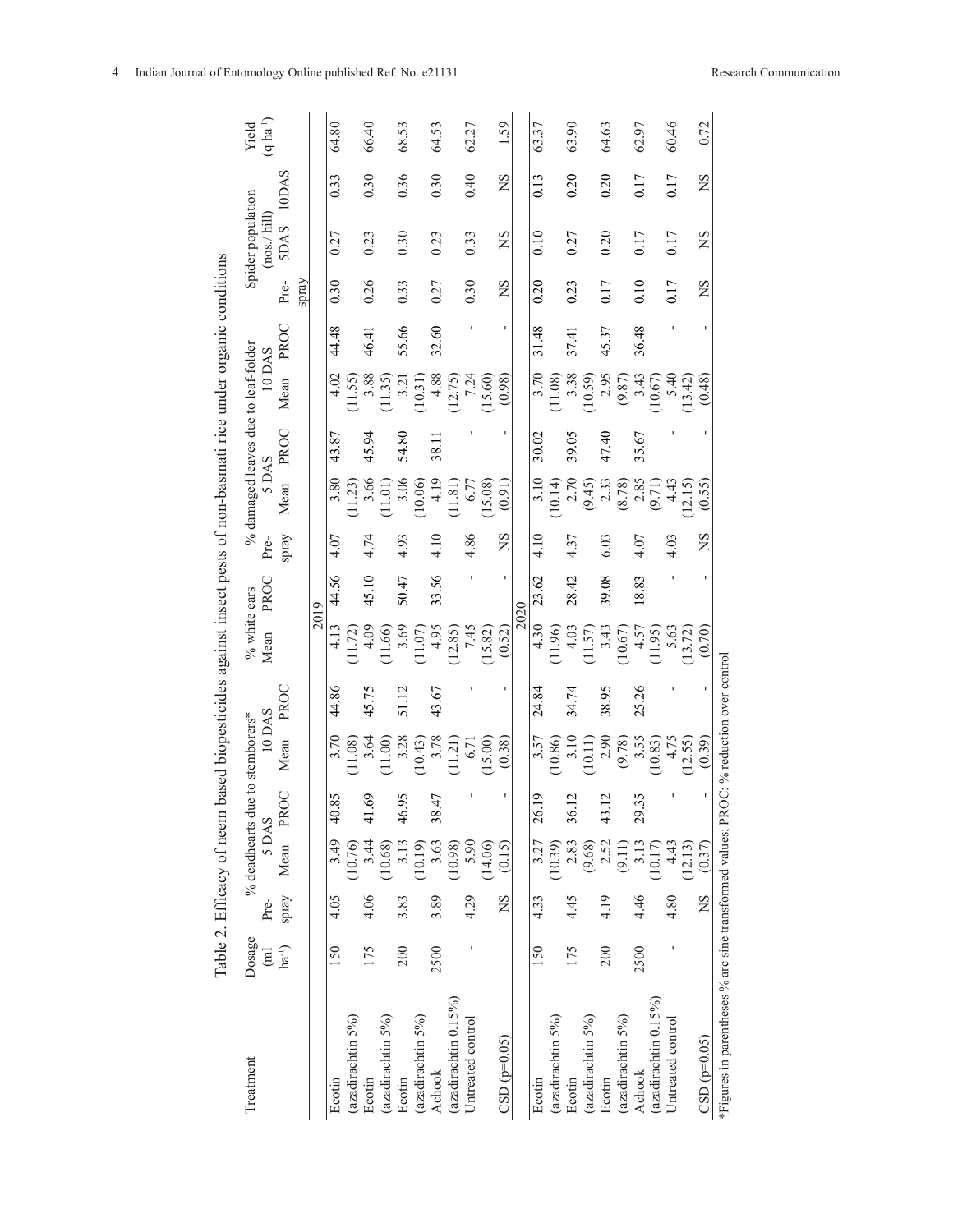Table 2. Efficacy of neem based biopesticides against insect pests of non-basmati rice under organic conditions

| Treatment | Dosage (ml ha⁻¹) | % deadhearts due to stemborers* | | | | | % white ears | | % damaged leaves due to leaf-folder | | | | | Spider population (nos./ hill) | | | Yield (q ha⁻¹) |
|---|---|---|---|---|---|---|---|---|---|---|---|---|---|---|---|---|---|
| | | Pre-spray | 5 DAS | | 10 DAS | | | | Pre-spray | 5 DAS | | 10 DAS | | Pre-spray | 5DAS | 10DAS | |
| | | | Mean | PROC | Mean | PROC | Mean | PROC | | Mean | PROC | Mean | PROC | | | | |
| **2019** | | | | | | | | | | | | | | | | | |
| Ecotin (azadirachtin 5%) | 150 | 4.05 | 3.49 (10.76) | 40.85 | 3.70 (11.08) | 44.86 | 4.13 (11.72) | 44.56 | 4.07 | 3.80 (11.23) | 43.87 | 4.02 (11.55) | 44.48 | 0.30 | 0.27 | 0.33 | 64.80 |
| Ecotin (azadirachtin 5%) | 175 | 4.06 | 3.44 (10.68) | 41.69 | 3.64 (11.00) | 45.75 | 4.09 (11.66) | 45.10 | 4.74 | 3.66 (11.01) | 45.94 | 3.88 (11.35) | 46.41 | 0.26 | 0.23 | 0.30 | 66.40 |
| Ecotin (azadirachtin 5%) | 200 | 3.83 | 3.13 (10.19) | 46.95 | 3.28 (10.43) | 51.12 | 3.69 (11.07) | 50.47 | 4.93 | 3.06 (10.06) | 54.80 | 3.21 (10.31) | 55.66 | 0.33 | 0.30 | 0.36 | 68.53 |
| Achook (azadirachtin 0.15%) | 2500 | 3.89 | 3.63 (10.98) | 38.47 | 3.78 (11.21) | 43.67 | 4.95 (12.85) | 33.56 | 4.10 | 4.19 (11.81) | 38.11 | 4.88 (12.75) | 32.60 | 0.27 | 0.23 | 0.30 | 64.53 |
| Untreated control | - | 4.29 | 5.90 (14.06) | - | 6.71 (15.00) | - | 7.45 (15.82) | - | 4.86 | 6.77 (15.08) | - | 7.24 (15.60) | - | 0.30 | 0.33 | 0.40 | 62.27 |
| CSD (p=0.05) | | NS | (0.15) | - | (0.38) | - | (0.52) | - | NS | (0.91) | - | (0.98) | - | NS | NS | NS | 1.59 |
| **2020** | | | | | | | | | | | | | | | | | |
| Ecotin (azadirachtin 5%) | 150 | 4.33 | 3.27 (10.39) | 26.19 | 3.57 (10.86) | 24.84 | 4.30 (11.96) | 23.62 | 4.10 | 3.10 (10.14) | 30.02 | 3.70 (11.08) | 31.48 | 0.20 | 0.10 | 0.13 | 63.37 |
| Ecotin (azadirachtin 5%) | 175 | 4.45 | 2.83 (9.68) | 36.12 | 3.10 (10.11) | 34.74 | 4.03 (11.57) | 28.42 | 4.37 | 2.70 (9.45) | 39.05 | 3.38 (10.59) | 37.41 | 0.23 | 0.27 | 0.20 | 63.90 |
| Ecotin (azadirachtin 5%) | 200 | 4.19 | 2.52 (9.11) | 43.12 | 2.90 (9.78) | 38.95 | 3.43 (10.67) | 39.08 | 6.03 | 2.33 (8.78) | 47.40 | 2.95 (9.87) | 45.37 | 0.17 | 0.20 | 0.20 | 64.63 |
| Achook (azadirachtin 0.15%) | 2500 | 4.46 | 3.13 (10.17) | 29.35 | 3.55 (10.83) | 25.26 | 4.57 (11.95) | 18.83 | 4.07 | 2.85 (9.71) | 35.67 | 3.43 (10.67) | 36.48 | 0.10 | 0.17 | 0.17 | 62.97 |
| Untreated control | - | 4.80 | 4.43 (12.13) | - | 4.75 (12.55) | - | 5.63 (13.72) | - | 4.03 | 4.43 (12.15) | - | 5.40 (13.42) | - | 0.17 | 0.17 | 0.17 | 60.46 |
| CSD (p=0.05) | | NS | (0.37) | - | (0.39) | - | (0.70) | - | NS | (0.55) | - | (0.48) | - | NS | NS | NS | 0.72 |

*Figures in parentheses % are sine transformed values; PROC: % reduction over control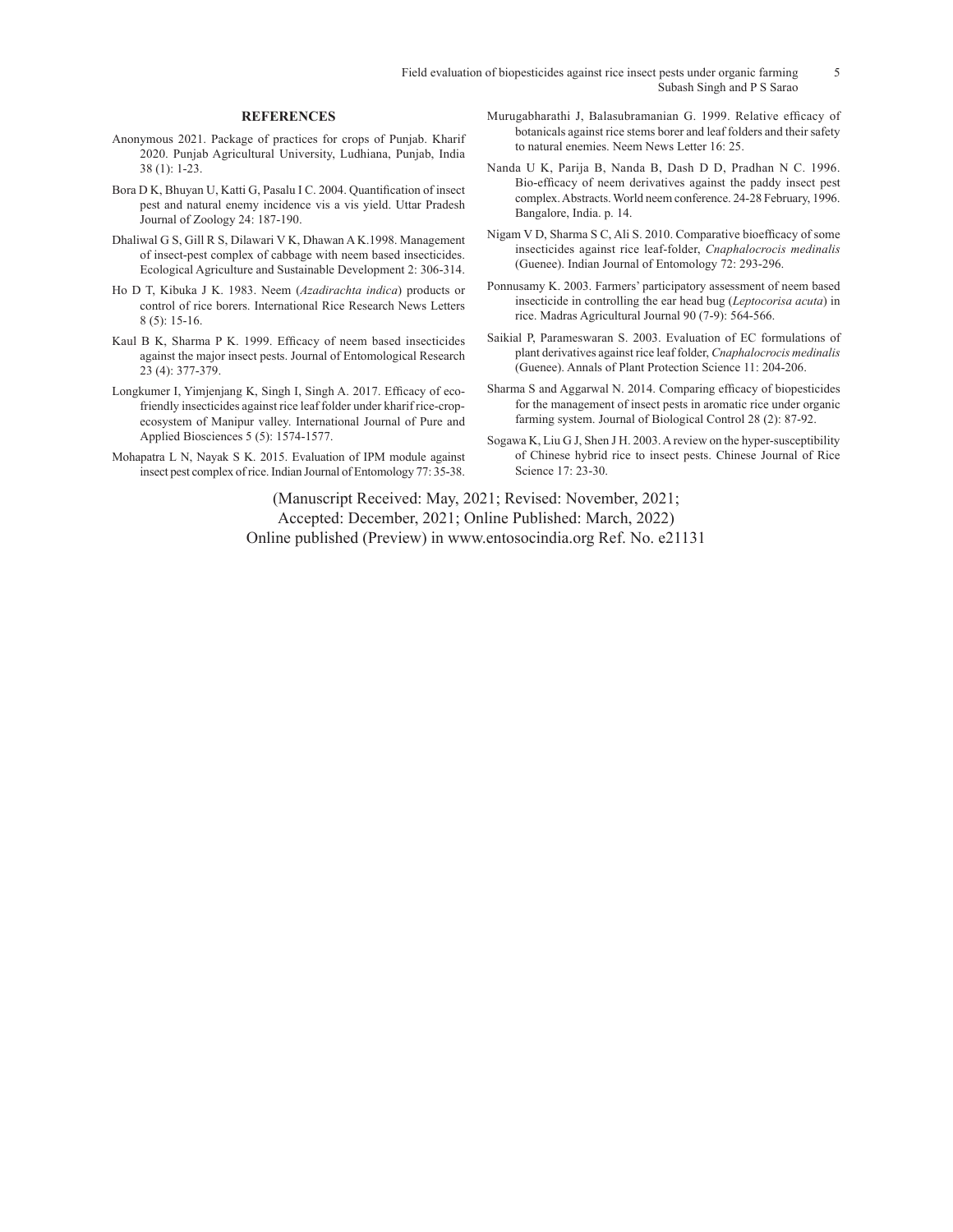## REFERENCES

Anonymous 2021. Package of practices for crops of Punjab. Kharif 2020. Punjab Agricultural University, Ludhiana, Punjab, India 38 (1): 1-23.

Bora D K, Bhuyan U, Katti G, Pasalu I C. 2004. Quantification of insect pest and natural enemy incidence vis a vis yield. Uttar Pradesh Journal of Zoology 24: 187-190.

Dhaliwal G S, Gill R S, Dilawari V K, Dhawan A K.1998. Management of insect-pest complex of cabbage with neem based insecticides. Ecological Agriculture and Sustainable Development 2: 306-314.

Ho D T, Kibuka J K. 1983. Neem (*Azadirachta indica*) products or control of rice borers. International Rice Research News Letters 8 (5): 15-16.

Kaul B K, Sharma P K. 1999. Efficacy of neem based insecticides against the major insect pests. Journal of Entomological Research 23 (4): 377-379.

Longkumer I, Yimjenjang K, Singh I, Singh A. 2017. Efficacy of eco-friendly insecticides against rice leaf folder under kharif rice-crop-ecosystem of Manipur valley. International Journal of Pure and Applied Biosciences 5 (5): 1574-1577.

Mohapatra L N, Nayak S K. 2015. Evaluation of IPM module against insect pest complex of rice. Indian Journal of Entomology 77: 35-38.

Murugabharathi J, Balasubramanian G. 1999. Relative efficacy of botanicals against rice stems borer and leaf folders and their safety to natural enemies. Neem News Letter 16: 25.

Nanda U K, Parija B, Nanda B, Dash D D, Pradhan N C. 1996. Bio-efficacy of neem derivatives against the paddy insect pest complex. Abstracts. World neem conference. 24-28 February, 1996. Bangalore, India. p. 14.

Nigam V D, Sharma S C, Ali S. 2010. Comparative bioefficacy of some insecticides against rice leaf-folder, *Cnaphalocrocis medinalis* (Guenee). Indian Journal of Entomology 72: 293-296.

Ponnusamy K. 2003. Farmers' participatory assessment of neem based insecticide in controlling the ear head bug (*Leptocorisa acuta*) in rice. Madras Agricultural Journal 90 (7-9): 564-566.

Saikial P, Parameswaran S. 2003. Evaluation of EC formulations of plant derivatives against rice leaf folder, *Cnaphalocrocis medinalis* (Guenee). Annals of Plant Protection Science 11: 204-206.

Sharma S and Aggarwal N. 2014. Comparing efficacy of biopesticides for the management of insect pests in aromatic rice under organic farming system. Journal of Biological Control 28 (2): 87-92.

Sogawa K, Liu G J, Shen J H. 2003. A review on the hyper-susceptibility of Chinese hybrid rice to insect pests. Chinese Journal of Rice Science 17: 23-30.

(Manuscript Received: May, 2021; Revised: November, 2021;
Accepted: December, 2021; Online Published: March, 2022)
Online published (Preview) in www.entosocindia.org Ref. No. e21131